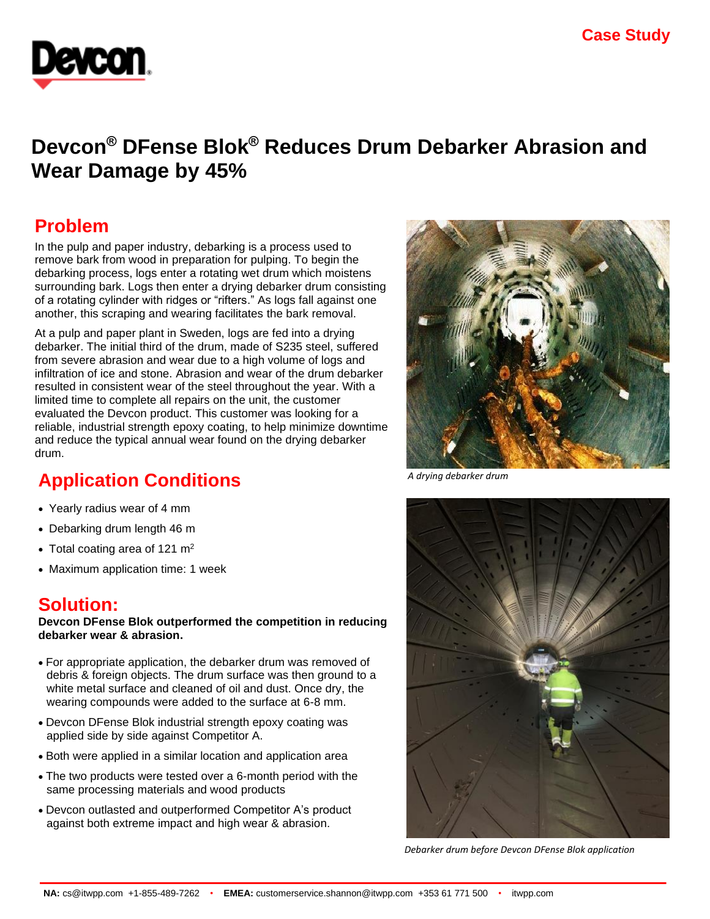Case Study

# Devcon® DFense Blok® Reduces Drum Debarker Abrasion and Wear Damage by 45%

## Problem

In the pulp and paper industry, debarking is a process used to remove bark from wood in preparation for pulping. To begin the debarking process, logs enter a rotating wet drum which moistens surrounding bark. Logs then enter a drying debarker drum consisting of a rotating cylinder with ridges or "rifters." As logs fall against one another, this scraping and wearing facilitates the bark removal.

At a pulp and paper plant in Sweden, logs are fed into a drying debarker. The initial third of the drum, made of S235 steel, suffered from severe abrasion and wear due to a high volume of logs and infiltration of ice and stone. Abrasion and wear of the drum debarker resulted in consistent wear of the steel throughout the year. With a limited time to complete all repairs on the unit, the customer evaluated the Devcon product. This customer was looking for a reliable, industrial strength epoxy coating, to help minimize downtime and reduce the typical annual wear found on the drying debarker drum.

*A drying debarker drum*

## Application Conditions

- Yearly radius wear of 4 mm
- Debarking drum length 46 m
- Total coating area of 121 $m^2$
- Maximum application time: 1 week

## Solution:

**Devcon DFense Blok outperformed the competition in reducing debarker wear & abrasion.**

- For appropriate application, the debarker drum was removed of debris & foreign objects. The drum surface was then ground to a white metal surface and cleaned of oil and dust. Once dry, the wearing compounds were added to the surface at 6-8 mm.
- Devcon DFense Blok industrial strength epoxy coating was applied side by side against Competitor A.
- Both were applied in a similar location and application area
- The two products were tested over a 6-month period with the same processing materials and wood products
- Devcon outlasted and outperformed Competitor A's product against both extreme impact and high wear & abrasion.

*Debarker drum before Devcon DFense Blok application*

**NA:** cs@itwpp.com +1-855-489-7262 • **EMEA:** customerservice.shannon@itwpp.com +353 61 771 500 • itwpp.com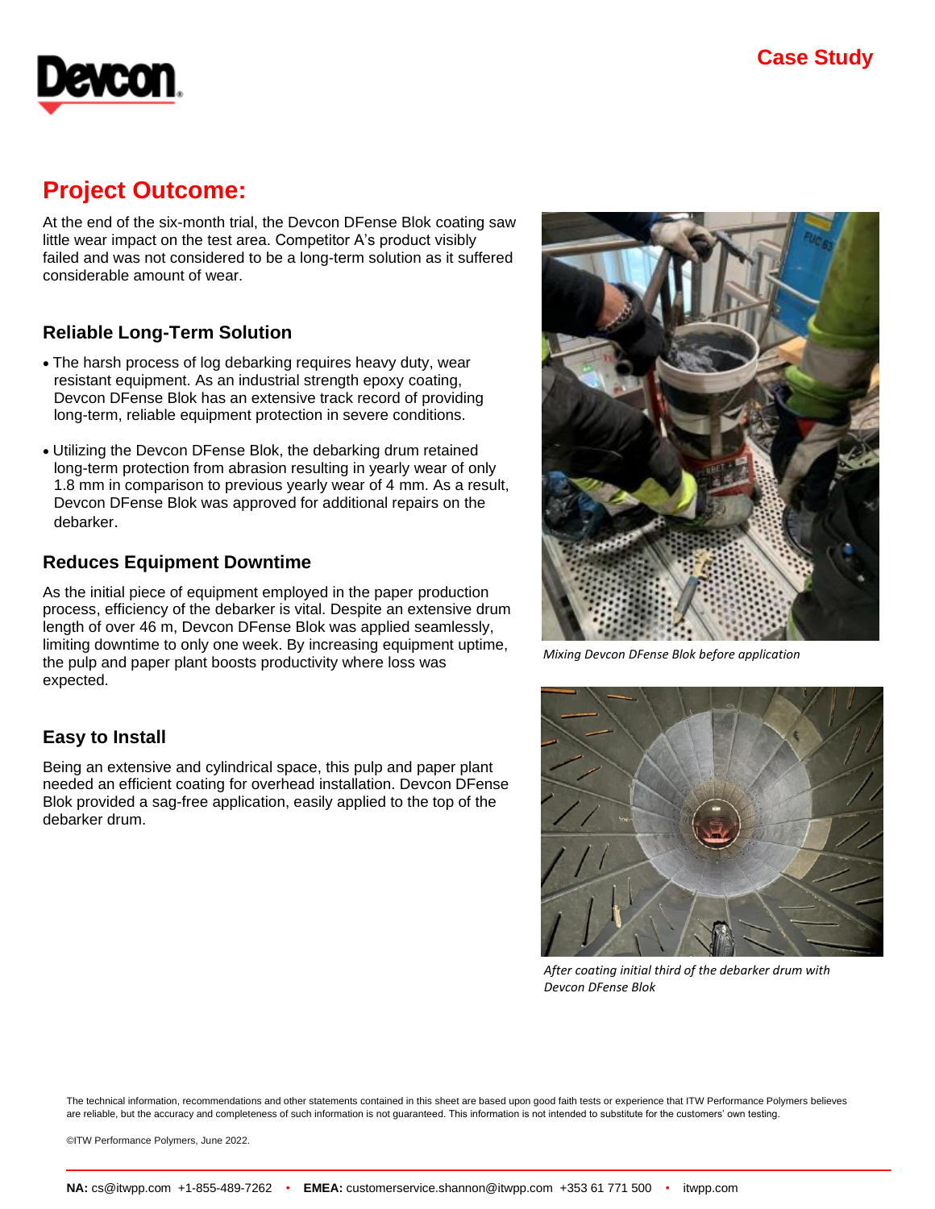## Project Outcome:

At the end of the six-month trial, the Devcon DFense Blok coating saw little wear impact on the test area. Competitor A's product visibly failed and was not considered to be a long-term solution as it suffered considerable amount of wear.

### Reliable Long-Term Solution

- The harsh process of log debarking requires heavy duty, wear resistant equipment. As an industrial strength epoxy coating, Devcon DFense Blok has an extensive track record of providing long-term, reliable equipment protection in severe conditions.
- Utilizing the Devcon DFense Blok, the debarking drum retained long-term protection from abrasion resulting in yearly wear of only 1.8 mm in comparison to previous yearly wear of 4 mm. As a result, Devcon DFense Blok was approved for additional repairs on the debarker.

### Reduces Equipment Downtime

As the initial piece of equipment employed in the paper production process, efficiency of the debarker is vital. Despite an extensive drum length of over 46 m, Devcon DFense Blok was applied seamlessly, limiting downtime to only one week. By increasing equipment uptime, the pulp and paper plant boosts productivity where loss was expected.

### Easy to Install

Being an extensive and cylindrical space, this pulp and paper plant needed an efficient coating for overhead installation. Devcon DFense Blok provided a sag-free application, easily applied to the top of the debarker drum.

*Mixing Devcon DFense Blok before application*

*After coating initial third of the debarker drum with Devcon DFense Blok*

The technical information, recommendations and other statements contained in this sheet are based upon good faith tests or experience that ITW Performance Polymers believes are reliable, but the accuracy and completeness of such information is not guaranteed. This information is not intended to substitute for the customers' own testing.

©ITW Performance Polymers, June 2022.

**NA:** cs@itwpp.com +1-855-489-7262 • **EMEA:** customerservice.shannon@itwpp.com +353 61 771 500 • itwpp.com